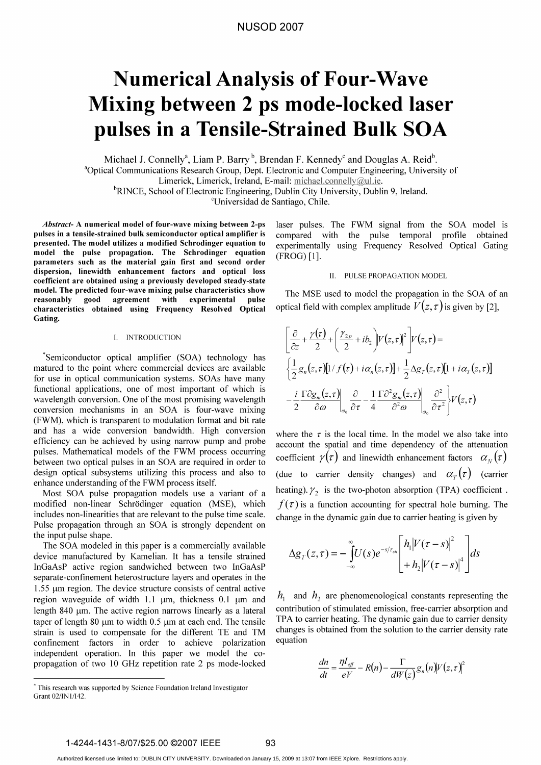# Numerical Analysis of Four-Wave Mixing between 2 ps mode-locked laser pulses in a Tensile-Strained Bulk SOA

Michael J. Connelly[a], Liam P. Barry[b], Brendan F. Kennedy[c] and Douglas A. Reid[b].

[a]Optical Communications Research Group, Dept. Electronic and Computer Engineering, University of Limerick, Limerick, Ireland, E-mail: michael.connelly@ul.ie.

[b]RINCE, School of Electronic Engineering, Dublin City University, Dublin 9, Ireland.

[c]Universidad de Santiago, Chile.

***Abstract*- A numerical model of four-wave mixing between 2-ps pulses in a tensile-strained bulk semiconductor optical amplifier is presented. The model utilizes a modified Schrodinger equation to model the pulse propagation. The Schrodinger equation parameters such as the material gain first and second order dispersion, linewidth enhancement factors and optical loss coefficient are obtained using a previously developed steady-state model. The predicted four-wave mixing pulse characteristics show reasonably good agreement with experimental pulse characteristics obtained using Frequency Resolved Optical Gating.**

## I. Introduction

[*]Semiconductor optical amplifier (SOA) technology has matured to the point where commercial devices are available for use in optical communication systems. SOAs have many functional applications, one of most important of which is wavelength conversion. One of the most promising wavelength conversion mechanisms in an SOA is four-wave mixing (FWM), which is transparent to modulation format and bit rate and has a wide conversion bandwidth. High conversion efficiency can be achieved by using narrow pump and probe pulses. Mathematical models of the FWM process occurring between two optical pulses in an SOA are required in order to design optical subsystems utilizing this process and also to enhance understanding of the FWM process itself.

Most SOA pulse propagation models use a variant of a modified non-linear Schrödinger equation (MSE), which includes non-linearities that are relevant to the pulse time scale. Pulse propagation through an SOA is strongly dependent on the input pulse shape.

The SOA modeled in this paper is a commercially available device manufactured by Kamelian. It has a tensile strained InGaAsP active region sandwiched between two InGaAsP separate-confinement heterostructure layers and operates in the 1.55 μm region. The device structure consists of central active region waveguide of width 1.1 μm, thickness 0.1 μm and length 840 μm. The active region narrows linearly as a lateral taper of length 80 μm to width 0.5 μm at each end. The tensile strain is used to compensate for the different TE and TM confinement factors in order to achieve polarization independent operation. In this paper we model the co-propagation of two 10 GHz repetition rate 2 ps mode-locked laser pulses. The FWM signal from the SOA model is compared with the pulse temporal profile obtained experimentally using Frequency Resolved Optical Gating (FROG) [1].

## II. Pulse Propagation Model

The MSE used to model the propagation in the SOA of an optical field with complex amplitude $V(z,\tau)$ is given by [2],

$$\left[\frac{\partial}{\partial z}+\frac{\gamma(\tau)}{2}+\left(\frac{\gamma_{2p}}{2}+ib_2\right)|V(z,\tau)|^2\right]V(z,\tau)=$$
$$\left\{\frac{1}{2}g_n(z,\tau)[1/f(\tau)+i\alpha_n(z,\tau)]+\frac{1}{2}\Delta g_T(z,\tau)[1+i\alpha_T(z,\tau)]\right.$$
$$\left.-\frac{i}{2}\frac{\Gamma\partial g_m(z,\tau)}{\partial\omega}\bigg|_{\omega_0}\frac{\partial}{\partial\tau}-\frac{1}{4}\frac{\Gamma\partial^2 g_m(z,\tau)}{\partial^2\omega}\bigg|_{\omega_0}\frac{\partial^2}{\partial\tau^2}\right\}V(z,\tau)$$

where the $\tau$ is the local time. In the model we also take into account the spatial and time dependency of the attenuation coefficient $\gamma(\tau)$ and linewidth enhancement factors $\alpha_N(\tau)$ (due to carrier density changes) and $\alpha_T(\tau)$ (carrier heating). $\gamma_2$ is the two-photon absorption (TPA) coefficient . $f(\tau)$ is a function accounting for spectral hole burning. The change in the dynamic gain due to carrier heating is given by

$$\Delta g_T(z,\tau)=-\int_{-\infty}^{\infty}U(s)e^{-s/\tau_{ch}}\left[\begin{array}{c}h_1|V(\tau-s)|^2\\+h_2|V(\tau-s)|^4\end{array}\right]ds$$

$h_1$ and $h_2$ are phenomenological constants representing the contribution of stimulated emission, free-carrier absorption and TPA to carrier heating. The dynamic gain due to carrier density changes is obtained from the solution to the carrier density rate equation

$$\frac{dn}{dt}=\frac{\eta I_{eff}}{eV}-R(n)-\frac{\Gamma}{dW(z)}g_n(n)|V(z,\tau)|^2$$

[*] This research was supported by Science Foundation Ireland Investigator Grant 02/IN1/I42.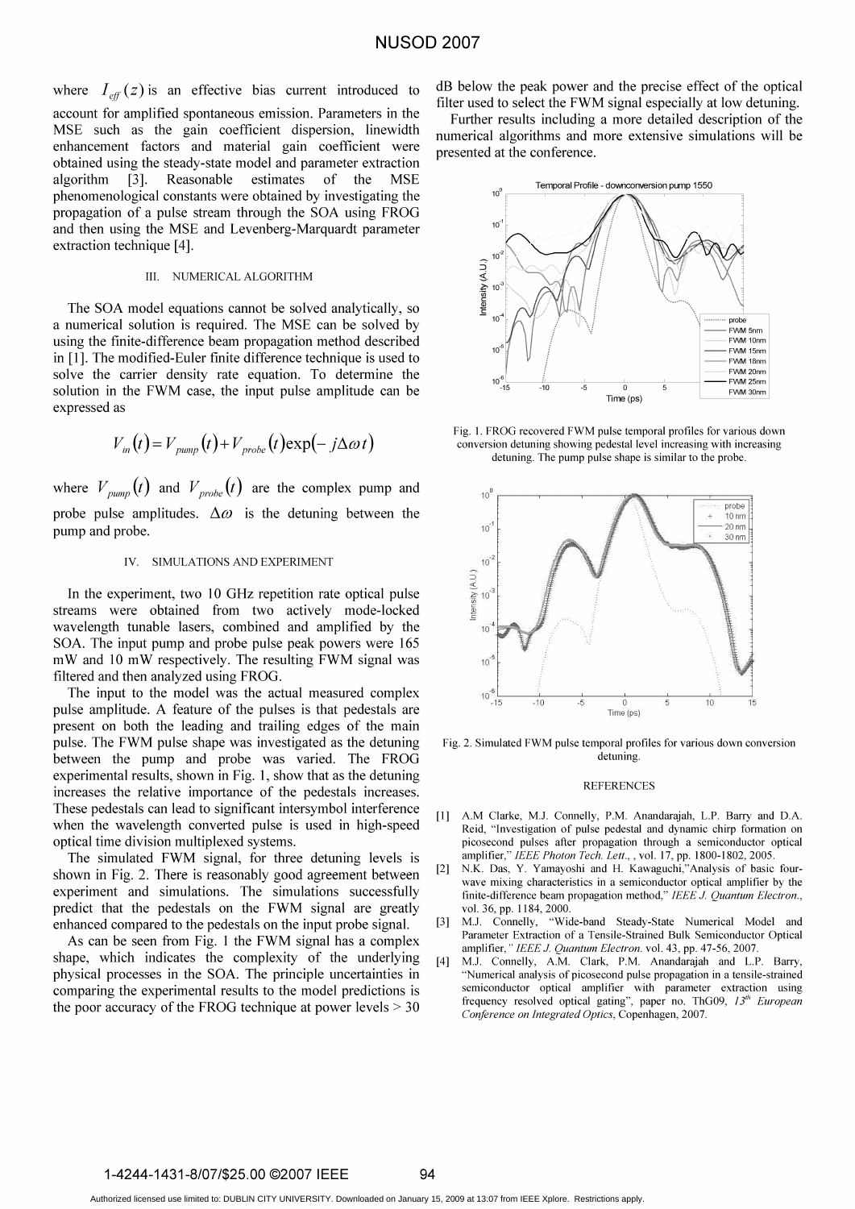where $I_{eff}(z)$ is an effective bias current introduced to account for amplified spontaneous emission. Parameters in the MSE such as the gain coefficient dispersion, linewidth enhancement factors and material gain coefficient were obtained using the steady-state model and parameter extraction algorithm [3]. Reasonable estimates of the MSE phenomenological constants were obtained by investigating the propagation of a pulse stream through the SOA using FROG and then using the MSE and Levenberg-Marquardt parameter extraction technique [4].

### III. NUMERICAL ALGORITHM

The SOA model equations cannot be solved analytically, so a numerical solution is required. The MSE can be solved by using the finite-difference beam propagation method described in [1]. The modified-Euler finite difference technique is used to solve the carrier density rate equation. To determine the solution in the FWM case, the input pulse amplitude can be expressed as

$$V_{in}(t) = V_{pump}(t) + V_{probe}(t)\exp(-j\Delta\omega t)$$

where $V_{pump}(t)$ and $V_{probe}(t)$ are the complex pump and probe pulse amplitudes. $\Delta\omega$ is the detuning between the pump and probe.

### IV. SIMULATIONS AND EXPERIMENT

In the experiment, two 10 GHz repetition rate optical pulse streams were obtained from two actively mode-locked wavelength tunable lasers, combined and amplified by the SOA. The input pump and probe pulse peak powers were 165 mW and 10 mW respectively. The resulting FWM signal was filtered and then analyzed using FROG.

The input to the model was the actual measured complex pulse amplitude. A feature of the pulses is that pedestals are present on both the leading and trailing edges of the main pulse. The FWM pulse shape was investigated as the detuning between the pump and probe was varied. The FROG experimental results, shown in Fig. 1, show that as the detuning increases the relative importance of the pedestals increases. These pedestals can lead to significant intersymbol interference when the wavelength converted pulse is used in high-speed optical time division multiplexed systems.

The simulated FWM signal, for three detuning levels is shown in Fig. 2. There is reasonably good agreement between experiment and simulations. The simulations successfully predict that the pedestals on the FWM signal are greatly enhanced compared to the pedestals on the input probe signal.

As can be seen from Fig. 1 the FWM signal has a complex shape, which indicates the complexity of the underlying physical processes in the SOA. The principle uncertainties in comparing the experimental results to the model predictions is the poor accuracy of the FROG technique at power levels > 30 dB below the peak power and the precise effect of the optical filter used to select the FWM signal especially at low detuning.

Further results including a more detailed description of the numerical algorithms and more extensive simulations will be presented at the conference.

Temporal Profile - downconversion pump 1550

Intensity (A.U.)

10^0
10^-1
10^-2
10^-3
10^-4
10^-5
10^-6

-15 -10 -5 0 5

Time (ps)

probe
FWM 5nm
FWM 10nm
FWM 15nm
FWM 18nm
FWM 20nm
FWM 25nm
FWM 30nm

Fig. 1. FROG recovered FWM pulse temporal profiles for various down conversion detuning showing pedestal level increasing with increasing detuning. The pump pulse shape is similar to the probe.

Intensity (A.U.)

10^0
10^-1
10^-2
10^-3
10^-4
10^-5
10^-6

-15 -10 -5 0 5 10 15

Time (ps)

probe
10 nm
20 nm
30 nm

Fig. 2. Simulated FWM pulse temporal profiles for various down conversion detuning.

### REFERENCES

[1] A.M Clarke, M.J. Connelly, P.M. Anandarajah, L.P. Barry and D.A. Reid, "Investigation of pulse pedestal and dynamic chirp formation on picosecond pulses after propagation through a semiconductor optical amplifier," *IEEE Photon Tech. Lett.*, , vol. 17, pp. 1800-1802, 2005.

[2] N.K. Das, Y. Yamayoshi and H. Kawaguchi,"Analysis of basic four-wave mixing characteristics in a semiconductor optical amplifier by the finite-difference beam propagation method," *IEEE J. Quantum Electron.*, vol. 36, pp. 1184, 2000.

[3] M.J. Connelly, "Wide-band Steady-State Numerical Model and Parameter Extraction of a Tensile-Strained Bulk Semiconductor Optical amplifier," *IEEE J. Quantum Electron.* vol. 43, pp. 47-56, 2007.

[4] M.J. Connelly, A.M. Clark, P.M. Anandarajah and L.P. Barry, "Numerical analysis of picosecond pulse propagation in a tensile-strained semiconductor optical amplifier with parameter extraction using frequency resolved optical gating", paper no. ThG09, *13th European Conference on Integrated Optics*, Copenhagen, 2007.